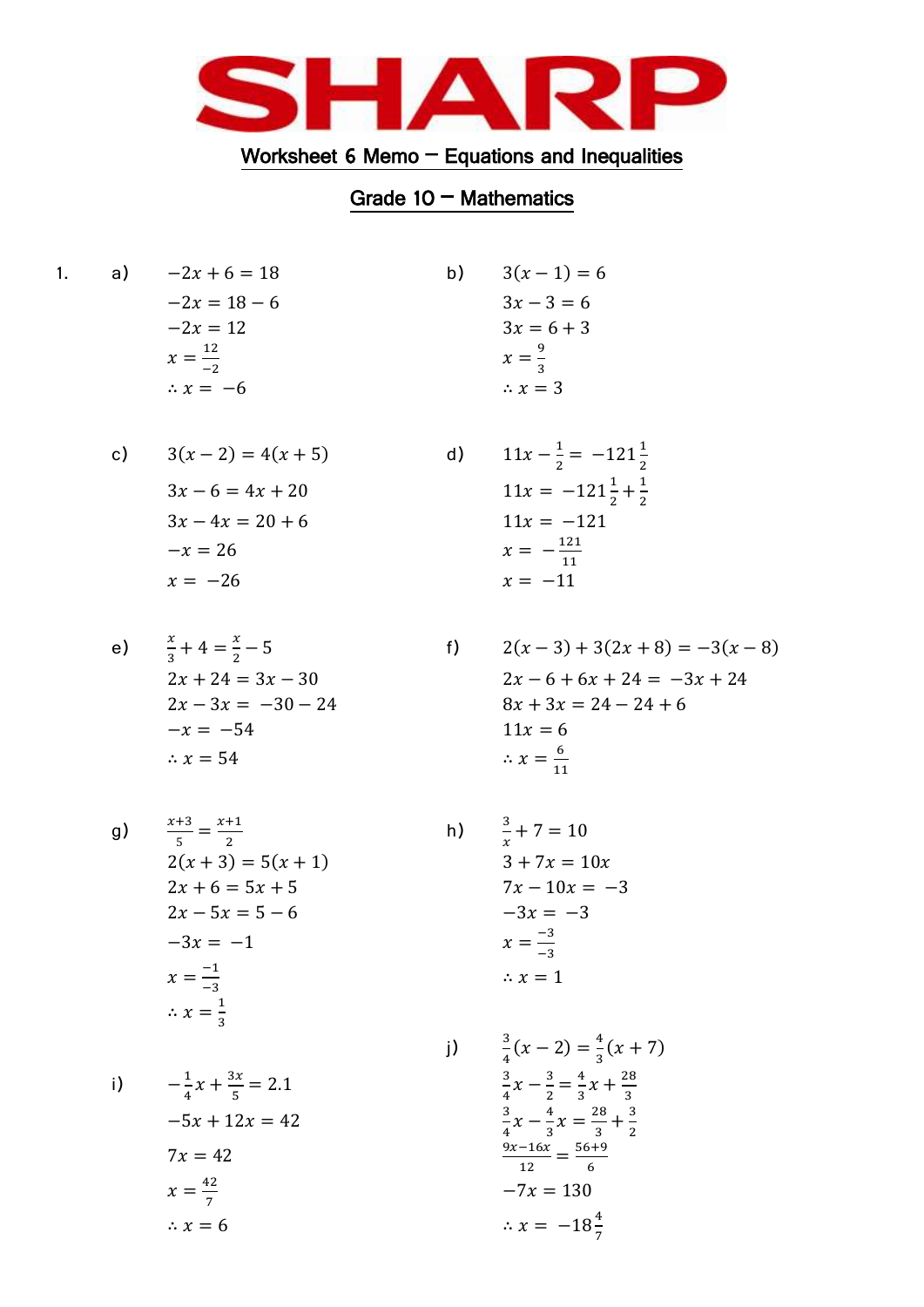SHARP

## Worksheet 6 Memo – Equations and Inequalities

## Grade 10 – Mathematics

1.

a)

$$-2x + 6 = 18$$
$$-2x = 18 - 6$$
$$-2x = 12$$
$$x = \frac{12}{-2}$$
$$\therefore x = -6$$

b)

$$3(x-1) = 6$$
$$3x - 3 = 6$$
$$3x = 6 + 3$$
$$x = \frac{9}{3}$$
$$\therefore x = 3$$

c)

$$3(x-2) = 4(x+5)$$
$$3x - 6 = 4x + 20$$
$$3x - 4x = 20 + 6$$
$$-x = 26$$
$$x = -26$$

d)

$$11x - \frac{1}{2} = -121\frac{1}{2}$$
$$11x = -121\frac{1}{2} + \frac{1}{2}$$
$$11x = -121$$
$$x = -\frac{121}{11}$$
$$x = -11$$

e)

$$\frac{x}{3} + 4 = \frac{x}{2} - 5$$
$$2x + 24 = 3x - 30$$
$$2x - 3x = -30 - 24$$
$$-x = -54$$
$$\therefore x = 54$$

f)

$$2(x-3) + 3(2x+8) = -3(x-8)$$
$$2x - 6 + 6x + 24 = -3x + 24$$
$$8x + 3x = 24 - 24 + 6$$
$$11x = 6$$
$$\therefore x = \frac{6}{11}$$

g)

$$\frac{x+3}{5} = \frac{x+1}{2}$$
$$2(x+3) = 5(x+1)$$
$$2x + 6 = 5x + 5$$
$$2x - 5x = 5 - 6$$
$$-3x = -1$$
$$x = \frac{-1}{-3}$$
$$\therefore x = \frac{1}{3}$$

h)

$$\frac{3}{x} + 7 = 10$$
$$3 + 7x = 10x$$
$$7x - 10x = -3$$
$$-3x = -3$$
$$x = \frac{-3}{-3}$$
$$\therefore x = 1$$

i)

$$-\frac{1}{4}x + \frac{3x}{5} = 2.1$$
$$-5x + 12x = 42$$
$$7x = 42$$
$$x = \frac{42}{7}$$
$$\therefore x = 6$$

j)

$$\frac{3}{4}(x-2) = \frac{4}{3}(x+7)$$
$$\frac{3}{4}x - \frac{3}{2} = \frac{4}{3}x + \frac{28}{3}$$
$$\frac{3}{4}x - \frac{4}{3}x = \frac{28}{3} + \frac{3}{2}$$
$$\frac{9x - 16x}{12} = \frac{56+9}{6}$$
$$-7x = 130$$
$$\therefore x = -18\frac{4}{7}$$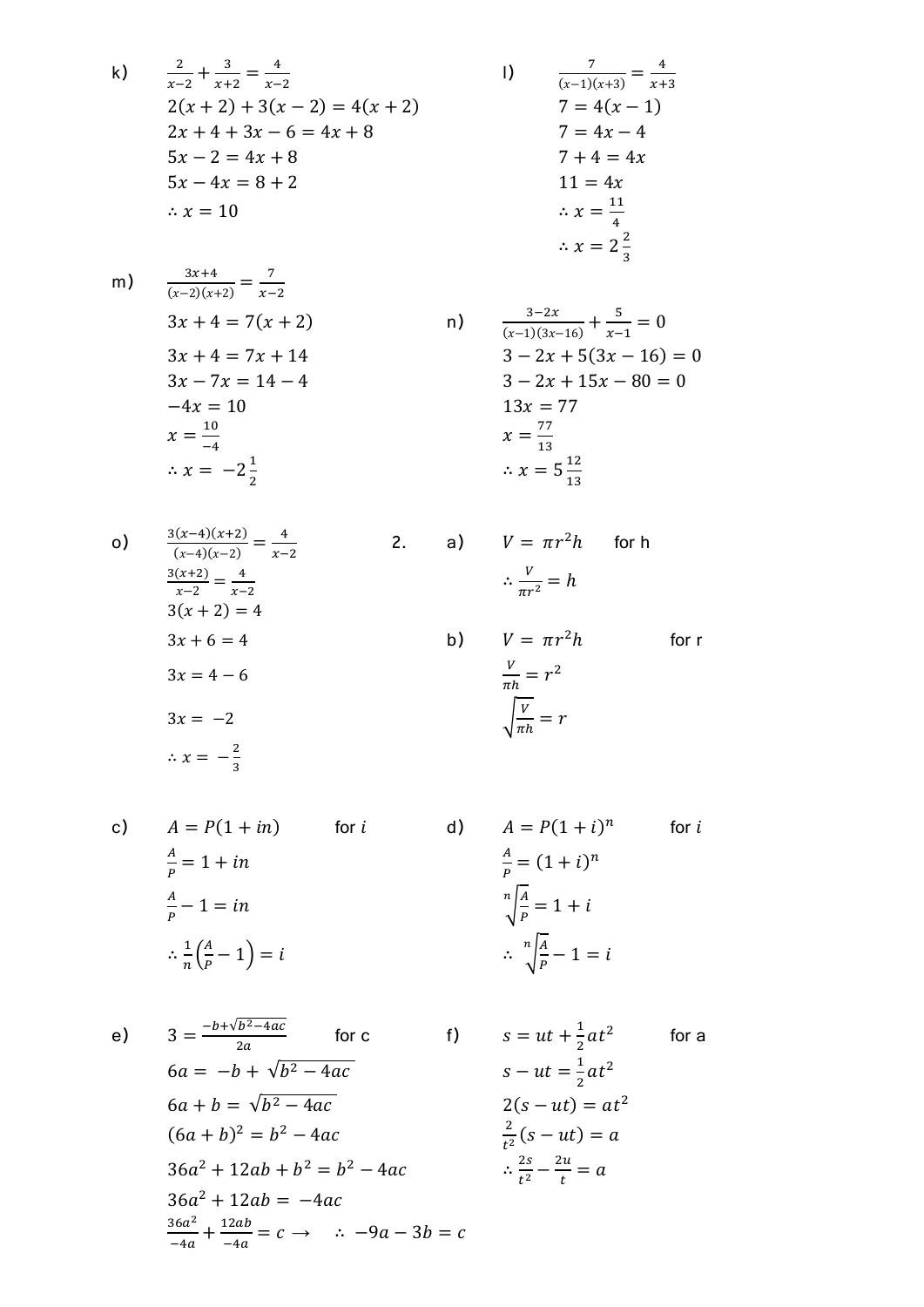k) $\frac{2}{x-2}+\frac{3}{x+2}=\frac{4}{x-2}$

$2(x+2)+3(x-2)=4(x+2)$

$2x+4+3x-6=4x+8$

$5x-2=4x+8$

$5x-4x=8+2$

$\therefore x=10$

l) $\frac{7}{(x-1)(x+3)}=\frac{4}{x+3}$

$7=4(x-1)$

$7=4x-4$

$7+4=4x$

$11=4x$

$\therefore x=\frac{11}{4}$

$\therefore x=2\frac{2}{3}$

m) $\frac{3x+4}{(x-2)(x+2)}=\frac{7}{x-2}$

$3x+4=7(x+2)$

$3x+4=7x+14$

$3x-7x=14-4$

$-4x=10$

$x=\frac{10}{-4}$

$\therefore x=-2\frac{1}{2}$

n) $\frac{3-2x}{(x-1)(3x-16)}+\frac{5}{x-1}=0$

$3-2x+5(3x-16)=0$

$3-2x+15x-80=0$

$13x=77$

$x=\frac{77}{13}$

$\therefore x=5\frac{12}{13}$

o) $\frac{3(x-4)(x+2)}{(x-4)(x-2)}=\frac{4}{x-2}$

$\frac{3(x+2)}{x-2}=\frac{4}{x-2}$

$3(x+2)=4$

$3x+6=4$

$3x=4-6$

$3x=-2$

$\therefore x=-\frac{2}{3}$

2.

a) $V=\pi r^2 h$ for h

$\therefore \frac{V}{\pi r^2}=h$

b) $V=\pi r^2 h$ for r

$\frac{V}{\pi h}=r^2$

$\sqrt{\frac{V}{\pi h}}=r$

c) $A=P(1+in)$ for $i$

$\frac{A}{P}=1+in$

$\frac{A}{P}-1=in$

$\therefore \frac{1}{n}\left(\frac{A}{P}-1\right)=i$

d) $A=P(1+i)^n$ for $i$

$\frac{A}{P}=(1+i)^n$

$\sqrt[n]{\frac{A}{P}}=1+i$

$\therefore \sqrt[n]{\frac{A}{P}}-1=i$

e) $3=\frac{-b+\sqrt{b^2-4ac}}{2a}$ for c

$6a=-b+\sqrt{b^2-4ac}$

$6a+b=\sqrt{b^2-4ac}$

$(6a+b)^2=b^2-4ac$

$36a^2+12ab+b^2=b^2-4ac$

$36a^2+12ab=-4ac$

$\frac{36a^2}{-4a}+\frac{12ab}{-4a}=c \rightarrow \quad \therefore -9a-3b=c$

f) $s=ut+\frac{1}{2}at^2$ for a

$s-ut=\frac{1}{2}at^2$

$2(s-ut)=at^2$

$\frac{2}{t^2}(s-ut)=a$

$\therefore \frac{2s}{t^2}-\frac{2u}{t}=a$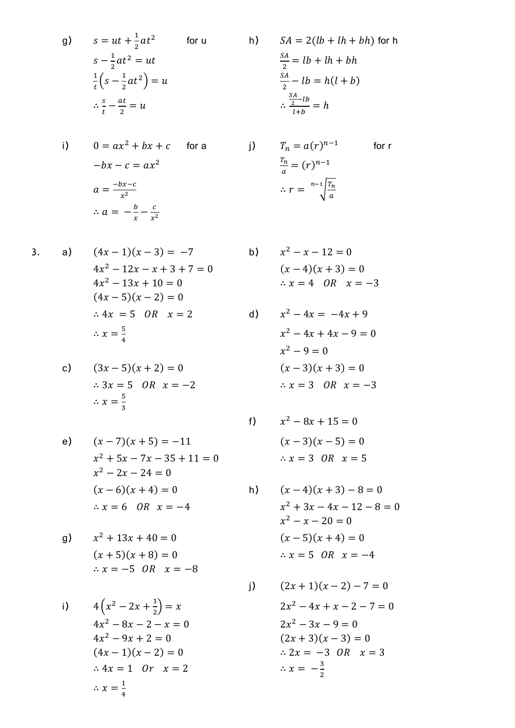g) $s = ut + \frac{1}{2}at^2$ for u

$s - \frac{1}{2}at^2 = ut$

$\frac{1}{t}\left(s - \frac{1}{2}at^2\right) = u$

$\therefore \frac{s}{t} - \frac{at}{2} = u$

h) $SA = 2(lb + lh + bh)$ for h

$\frac{SA}{2} = lb + lh + bh$

$\frac{SA}{2} - lb = h(l + b)$

$\therefore \frac{\frac{SA}{2} - lb}{l+b} = h$

i) $0 = ax^2 + bx + c$ for a

$-bx - c = ax^2$

$a = \frac{-bx-c}{x^2}$

$\therefore a = -\frac{b}{x} - \frac{c}{x^2}$

j) $T_n = a(r)^{n-1}$ for r

$\frac{T_n}{a} = (r)^{n-1}$

$\therefore r = \sqrt[n-1]{\frac{T_n}{a}}$

3. a) $(4x - 1)(x - 3) = -7$

$4x^2 - 12x - x + 3 + 7 = 0$

$4x^2 - 13x + 10 = 0$

$(4x - 5)(x - 2) = 0$

$\therefore 4x = 5 \quad OR \quad x = 2$

$\therefore x = \frac{5}{4}$

b) $x^2 - x - 12 = 0$

$(x - 4)(x + 3) = 0$

$\therefore x = 4 \quad OR \quad x = -3$

c) $(3x - 5)(x + 2) = 0$

$\therefore 3x = 5 \quad OR \quad x = -2$

$\therefore x = \frac{5}{3}$

d) $x^2 - 4x = -4x + 9$

$x^2 - 4x + 4x - 9 = 0$

$x^2 - 9 = 0$

$(x - 3)(x + 3) = 0$

$\therefore x = 3 \quad OR \quad x = -3$

e) $(x - 7)(x + 5) = -11$

$x^2 + 5x - 7x - 35 + 11 = 0$

$x^2 - 2x - 24 = 0$

$(x - 6)(x + 4) = 0$

$\therefore x = 6 \quad OR \quad x = -4$

f) $x^2 - 8x + 15 = 0$

$(x - 3)(x - 5) = 0$

$\therefore x = 3 \quad OR \quad x = 5$

g) $x^2 + 13x + 40 = 0$

$(x + 5)(x + 8) = 0$

$\therefore x = -5 \quad OR \quad x = -8$

h) $(x - 4)(x + 3) - 8 = 0$

$x^2 + 3x - 4x - 12 - 8 = 0$

$x^2 - x - 20 = 0$

$(x - 5)(x + 4) = 0$

$\therefore x = 5 \quad OR \quad x = -4$

i) $4\left(x^2 - 2x + \frac{1}{2}\right) = x$

$4x^2 - 8x - 2 - x = 0$

$4x^2 - 9x + 2 = 0$

$(4x - 1)(x - 2) = 0$

$\therefore 4x = 1 \quad Or \quad x = 2$

$\therefore x = \frac{1}{4}$

j) $(2x + 1)(x - 2) - 7 = 0$

$2x^2 - 4x + x - 2 - 7 = 0$

$2x^2 - 3x - 9 = 0$

$(2x + 3)(x - 3) = 0$

$\therefore 2x = -3 \quad OR \quad x = 3$

$\therefore x = -\frac{3}{2}$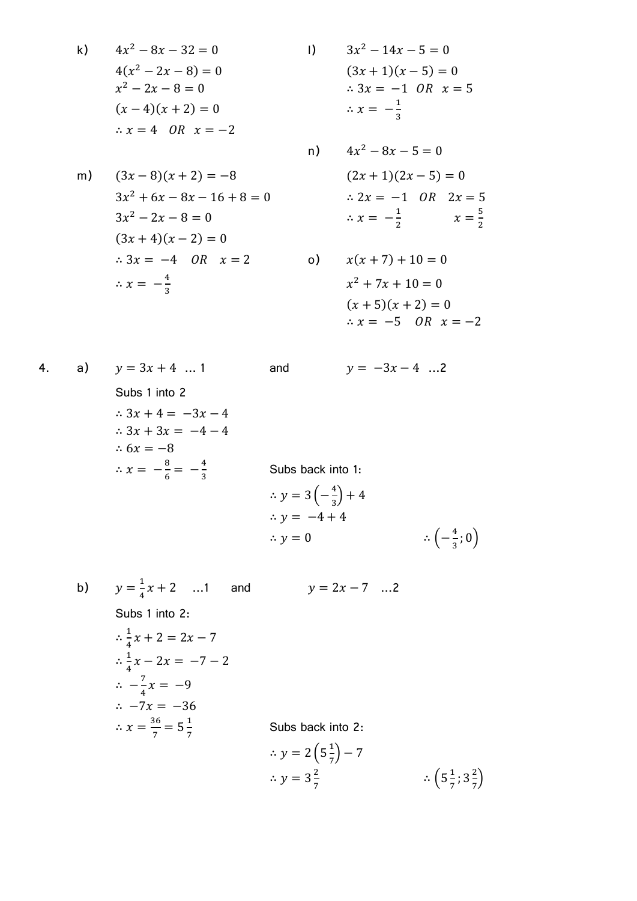k) $4x^2 - 8x - 32 = 0$

$4(x^2 - 2x - 8) = 0$

$x^2 - 2x - 8 = 0$

$(x - 4)(x + 2) = 0$

$\therefore x = 4 \quad OR \quad x = -2$

l) $3x^2 - 14x - 5 = 0$

$(3x + 1)(x - 5) = 0$

$\therefore 3x = -1 \quad OR \quad x = 5$

$\therefore x = -\frac{1}{3}$

m) $(3x - 8)(x + 2) = -8$

$3x^2 + 6x - 8x - 16 + 8 = 0$

$3x^2 - 2x - 8 = 0$

$(3x + 4)(x - 2) = 0$

$\therefore 3x = -4 \quad OR \quad x = 2$

$\therefore x = -\frac{4}{3}$

n) $4x^2 - 8x - 5 = 0$

$(2x + 1)(2x - 5) = 0$

$\therefore 2x = -1 \quad OR \quad 2x = 5$

$\therefore x = -\frac{1}{2} \qquad x = \frac{5}{2}$

o) $x(x + 7) + 10 = 0$

$x^2 + 7x + 10 = 0$

$(x + 5)(x + 2) = 0$

$\therefore x = -5 \quad OR \quad x = -2$

4. a) $y = 3x + 4$ … 1 and $y = -3x - 4$ …2

Subs 1 into 2

$\therefore 3x + 4 = -3x - 4$

$\therefore 3x + 3x = -4 - 4$

$\therefore 6x = -8$

$\therefore x = -\frac{8}{6} = -\frac{4}{3}$

Subs back into 1:

$\therefore y = 3\left(-\frac{4}{3}\right) + 4$

$\therefore y = -4 + 4$

$\therefore y = 0$

$\therefore \left(-\frac{4}{3}; 0\right)$

b) $y = \frac{1}{4}x + 2$ …1 and $y = 2x - 7$ …2

Subs 1 into 2:

$\therefore \frac{1}{4}x + 2 = 2x - 7$

$\therefore \frac{1}{4}x - 2x = -7 - 2$

$\therefore -\frac{7}{4}x = -9$

$\therefore -7x = -36$

$\therefore x = \frac{36}{7} = 5\frac{1}{7}$

Subs back into 2:

$\therefore y = 2\left(5\frac{1}{7}\right) - 7$

$\therefore y = 3\frac{2}{7}$

$\therefore \left(5\frac{1}{7}; 3\frac{2}{7}\right)$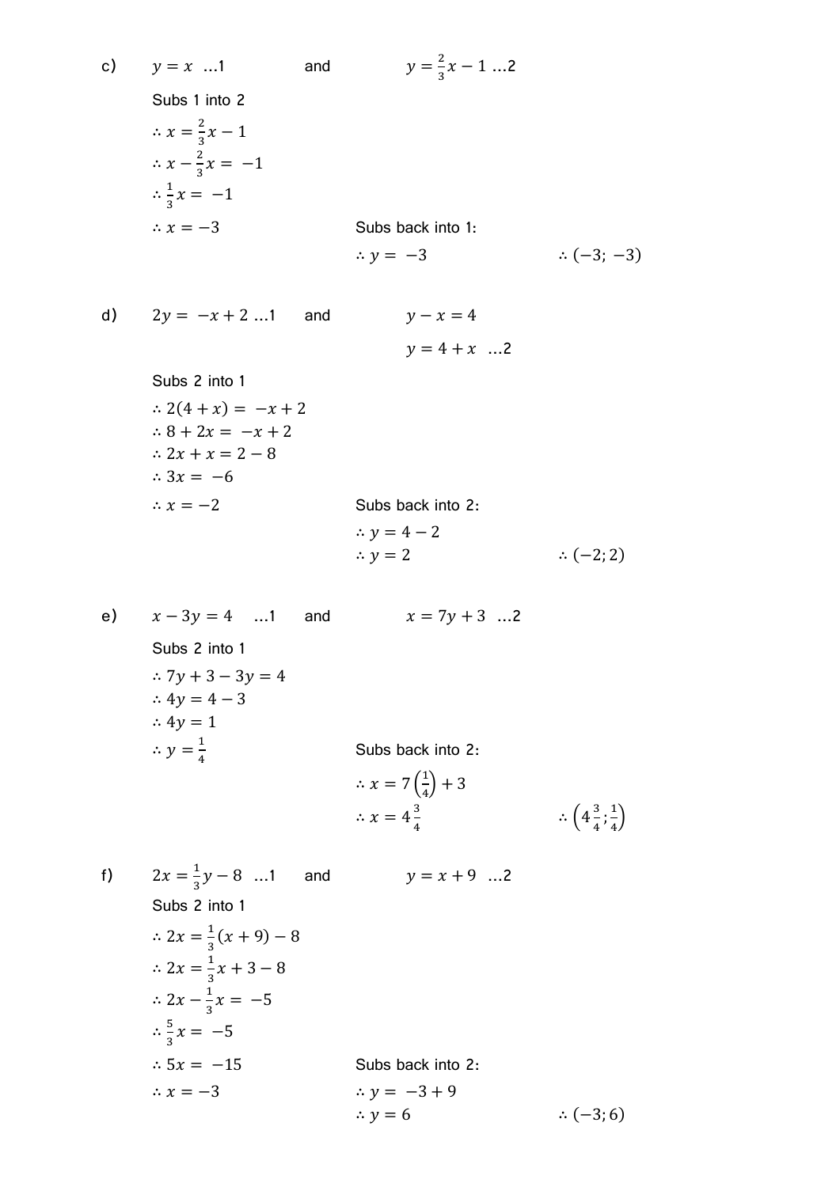c) $y = x$ ...1 and $y = \frac{2}{3}x - 1$ ...2

Subs 1 into 2

$\therefore x = \frac{2}{3}x - 1$

$\therefore x - \frac{2}{3}x = -1$

$\therefore \frac{1}{3}x = -1$

$\therefore x = -3$

Subs back into 1:

$\therefore y = -3$

$\therefore (-3; -3)$

d) $2y = -x + 2$ ...1 and $y - x = 4$

$y = 4 + x$ ...2

Subs 2 into 1

$\therefore 2(4 + x) = -x + 2$

$\therefore 8 + 2x = -x + 2$

$\therefore 2x + x = 2 - 8$

$\therefore 3x = -6$

$\therefore x = -2$

Subs back into 2:

$\therefore y = 4 - 2$

$\therefore y = 2$

$\therefore (-2; 2)$

e) $x - 3y = 4$ ...1 and $x = 7y + 3$ ...2

Subs 2 into 1

$\therefore 7y + 3 - 3y = 4$

$\therefore 4y = 4 - 3$

$\therefore 4y = 1$

$\therefore y = \frac{1}{4}$

Subs back into 2:

$\therefore x = 7\left(\frac{1}{4}\right) + 3$

$\therefore x = 4\frac{3}{4}$

$\therefore \left(4\frac{3}{4}; \frac{1}{4}\right)$

f) $2x = \frac{1}{3}y - 8$ ...1 and $y = x + 9$ ...2

Subs 2 into 1

$\therefore 2x = \frac{1}{3}(x + 9) - 8$

$\therefore 2x = \frac{1}{3}x + 3 - 8$

$\therefore 2x - \frac{1}{3}x = -5$

$\therefore \frac{5}{3}x = -5$

$\therefore 5x = -15$

$\therefore x = -3$

Subs back into 2:

$\therefore y = -3 + 9$

$\therefore y = 6$

$\therefore (-3; 6)$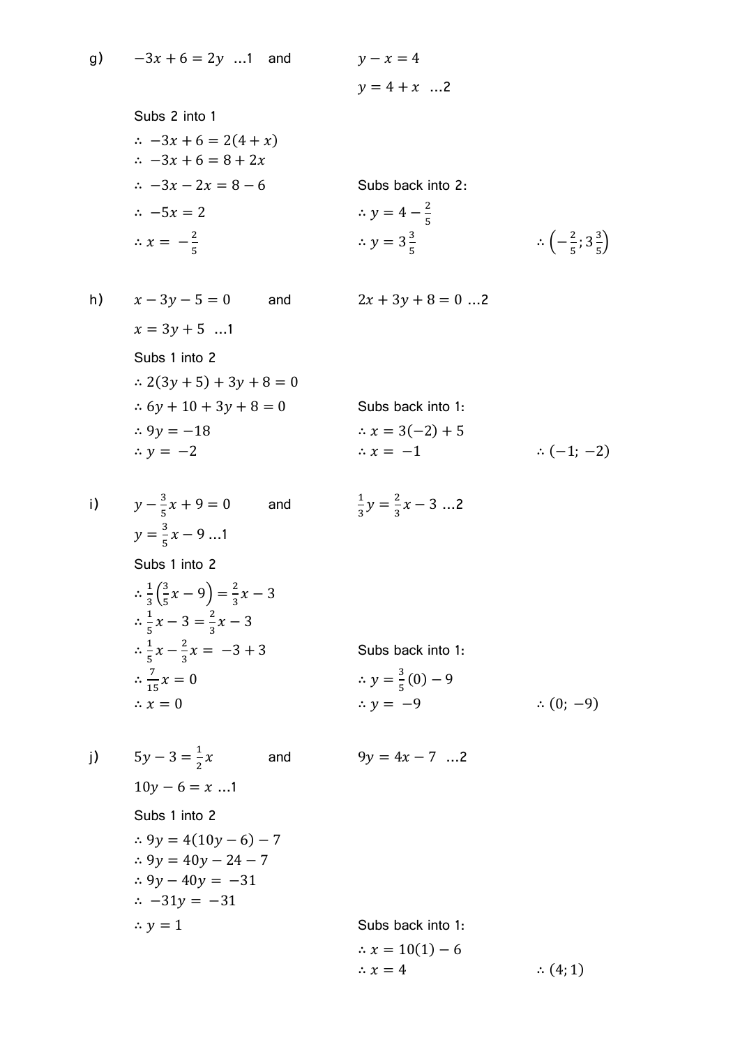g) $-3x + 6 = 2y$ ...1 and $y - x = 4$

$y = 4 + x$ ...2

Subs 2 into 1

$\therefore -3x + 6 = 2(4 + x)$

$\therefore -3x + 6 = 8 + 2x$

$\therefore -3x - 2x = 8 - 6$

$\therefore -5x = 2$

$\therefore x = -\frac{2}{5}$

Subs back into 2:

$\therefore y = 4 - \frac{2}{5}$

$\therefore y = 3\frac{3}{5}$

$\therefore \left(-\frac{2}{5}; 3\frac{3}{5}\right)$

h) $x - 3y - 5 = 0$ and $2x + 3y + 8 = 0$ ...2

$x = 3y + 5$ ...1

Subs 1 into 2

$\therefore 2(3y + 5) + 3y + 8 = 0$

$\therefore 6y + 10 + 3y + 8 = 0$

$\therefore 9y = -18$

$\therefore y = -2$

Subs back into 1:

$\therefore x = 3(-2) + 5$

$\therefore x = -1$

$\therefore (-1; -2)$

i) $y - \frac{3}{5}x + 9 = 0$ and $\frac{1}{3}y = \frac{2}{3}x - 3$ ...2

$y = \frac{3}{5}x - 9$ ...1

Subs 1 into 2

$\therefore \frac{1}{3}\left(\frac{3}{5}x - 9\right) = \frac{2}{3}x - 3$

$\therefore \frac{1}{5}x - 3 = \frac{2}{3}x - 3$

$\therefore \frac{1}{5}x - \frac{2}{3}x = -3 + 3$

$\therefore \frac{7}{15}x = 0$

$\therefore x = 0$

Subs back into 1:

$\therefore y = \frac{3}{5}(0) - 9$

$\therefore y = -9$

$\therefore (0; -9)$

j) $5y - 3 = \frac{1}{2}x$ and $9y = 4x - 7$ ...2

$10y - 6 = x$ ...1

Subs 1 into 2

$\therefore 9y = 4(10y - 6) - 7$

$\therefore 9y = 40y - 24 - 7$

$\therefore 9y - 40y = -31$

$\therefore -31y = -31$

$\therefore y = 1$

Subs back into 1:

$\therefore x = 10(1) - 6$

$\therefore x = 4$

$\therefore (4; 1)$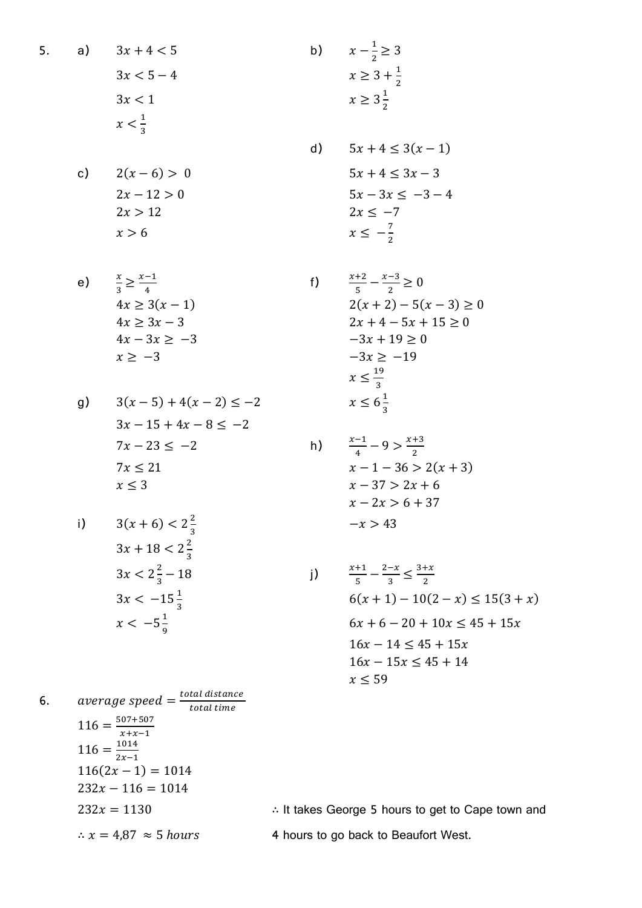5.

a)

$$3x + 4 < 5$$
$$3x < 5 - 4$$
$$3x < 1$$
$$x < \frac{1}{3}$$

b)

$$x - \frac{1}{2} \geq 3$$
$$x \geq 3 + \frac{1}{2}$$
$$x \geq 3\frac{1}{2}$$

c)

$$2(x - 6) > 0$$
$$2x - 12 > 0$$
$$2x > 12$$
$$x > 6$$

d)

$$5x + 4 \leq 3(x - 1)$$
$$5x + 4 \leq 3x - 3$$
$$5x - 3x \leq -3 - 4$$
$$2x \leq -7$$
$$x \leq -\frac{7}{2}$$

e)

$$\frac{x}{3} \geq \frac{x-1}{4}$$
$$4x \geq 3(x - 1)$$
$$4x \geq 3x - 3$$
$$4x - 3x \geq -3$$
$$x \geq -3$$

f)

$$\frac{x+2}{5} - \frac{x-3}{2} \geq 0$$
$$2(x + 2) - 5(x - 3) \geq 0$$
$$2x + 4 - 5x + 15 \geq 0$$
$$-3x + 19 \geq 0$$
$$-3x \geq -19$$
$$x \leq \frac{19}{3}$$
$$x \leq 6\frac{1}{3}$$

g)

$$3(x - 5) + 4(x - 2) \leq -2$$
$$3x - 15 + 4x - 8 \leq -2$$
$$7x - 23 \leq -2$$
$$7x \leq 21$$
$$x \leq 3$$

h)

$$\frac{x-1}{4} - 9 > \frac{x+3}{2}$$
$$x - 1 - 36 > 2(x + 3)$$
$$x - 37 > 2x + 6$$
$$x - 2x > 6 + 37$$
$$-x > 43$$

i)

$$3(x + 6) < 2\frac{2}{3}$$
$$3x + 18 < 2\frac{2}{3}$$
$$3x < 2\frac{2}{3} - 18$$
$$3x < -15\frac{1}{3}$$
$$x < -5\frac{1}{9}$$

j)

$$\frac{x+1}{5} - \frac{2-x}{3} \leq \frac{3+x}{2}$$
$$6(x + 1) - 10(2 - x) \leq 15(3 + x)$$
$$6x + 6 - 20 + 10x \leq 45 + 15x$$
$$16x - 14 \leq 45 + 15x$$
$$16x - 15x \leq 45 + 14$$
$$x \leq 59$$

6.

$$average\ speed = \frac{total\ distance}{total\ time}$$
$$116 = \frac{507 + 507}{x + x - 1}$$
$$116 = \frac{1014}{2x - 1}$$
$$116(2x - 1) = 1014$$
$$232x - 116 = 1014$$
$$232x = 1130$$
$$\therefore x = 4{,}87 \approx 5\ hours$$

∴ It takes George 5 hours to get to Cape town and 4 hours to go back to Beaufort West.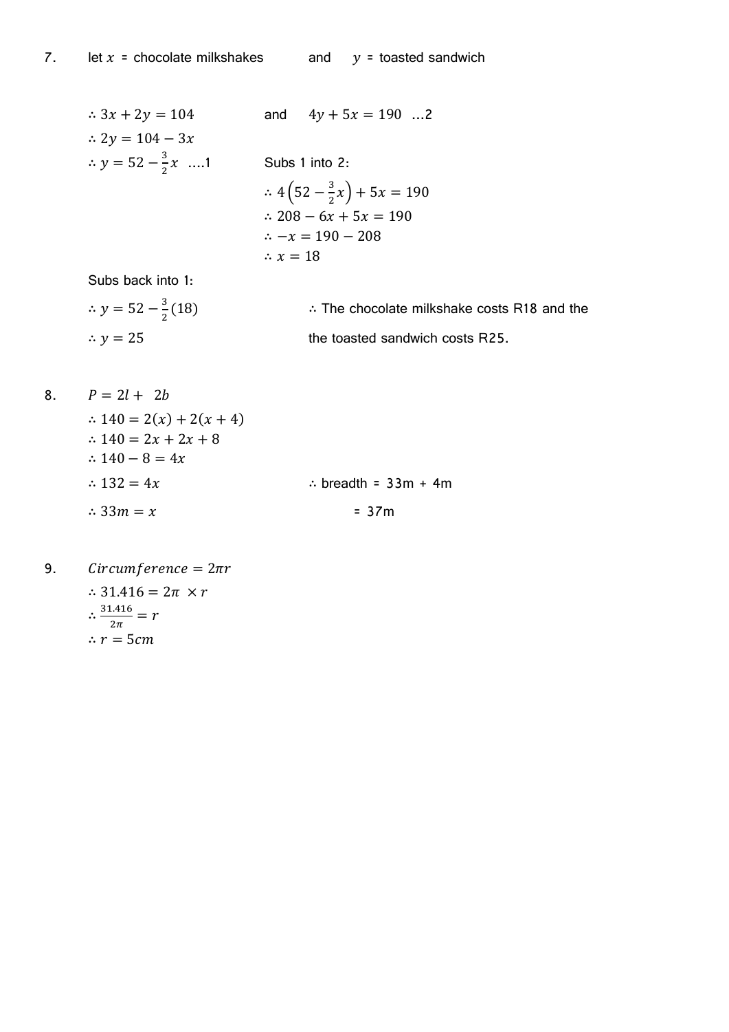7. let $x$ = chocolate milkshakes and $y$ = toasted sandwich

$\therefore 3x + 2y = 104$ and $4y + 5x = 190$ ...2

$\therefore 2y = 104 - 3x$

$\therefore y = 52 - \frac{3}{2}x$ ....1

Subs 1 into 2:

$\therefore 4\left(52 - \frac{3}{2}x\right) + 5x = 190$

$\therefore 208 - 6x + 5x = 190$

$\therefore -x = 190 - 208$

$\therefore x = 18$

Subs back into 1:

$\therefore y = 52 - \frac{3}{2}(18)$

$\therefore y = 25$

∴ The chocolate milkshake costs R18 and the the toasted sandwich costs R25.

8. $P = 2l + 2b$

$\therefore 140 = 2(x) + 2(x + 4)$

$\therefore 140 = 2x + 2x + 8$

$\therefore 140 - 8 = 4x$

$\therefore 132 = 4x$

$\therefore 33m = x$

∴ breadth = 33m + 4m

= 37m

9. $Circumference = 2\pi r$

$\therefore 31.416 = 2\pi \times r$

$\therefore \frac{31.416}{2\pi} = r$

$\therefore r = 5cm$